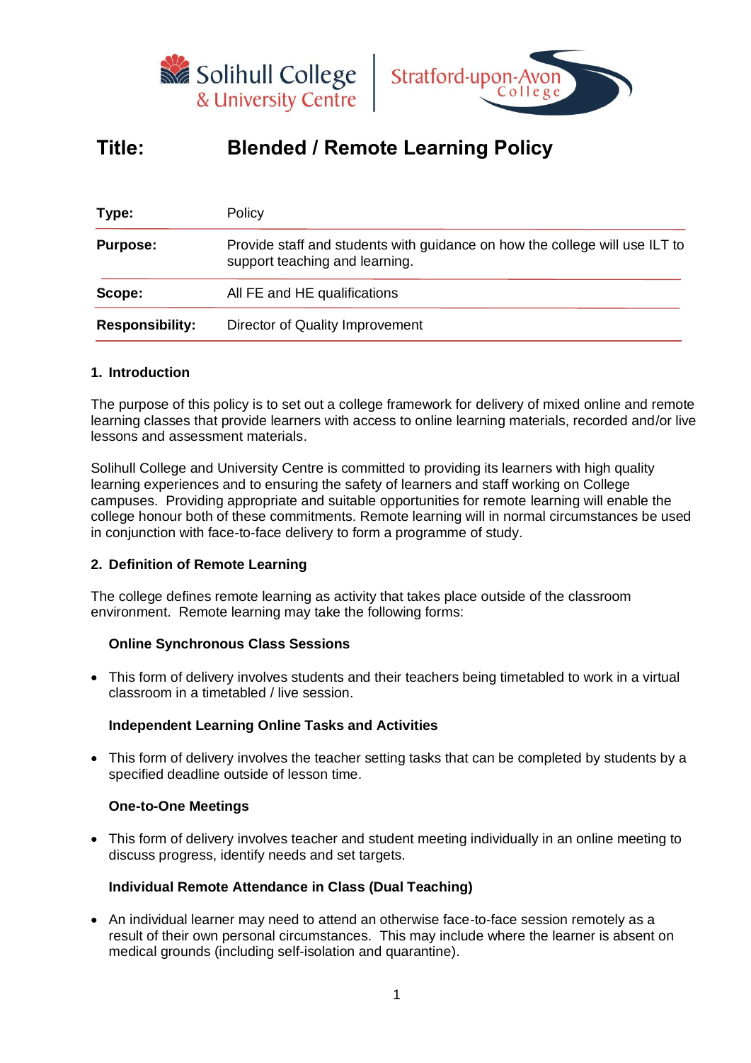# Title: Blended / Remote Learning Policy

| | |
|---|---|
| **Type:** | Policy |
| **Purpose:** | Provide staff and students with guidance on how the college will use ILT to support teaching and learning. |
| **Scope:** | All FE and HE qualifications |
| **Responsibility:** | Director of Quality Improvement |

## 1. Introduction

The purpose of this policy is to set out a college framework for delivery of mixed online and remote learning classes that provide learners with access to online learning materials, recorded and/or live lessons and assessment materials.

Solihull College and University Centre is committed to providing its learners with high quality learning experiences and to ensuring the safety of learners and staff working on College campuses. Providing appropriate and suitable opportunities for remote learning will enable the college honour both of these commitments. Remote learning will in normal circumstances be used in conjunction with face-to-face delivery to form a programme of study.

## 2. Definition of Remote Learning

The college defines remote learning as activity that takes place outside of the classroom environment. Remote learning may take the following forms:

### Online Synchronous Class Sessions

- This form of delivery involves students and their teachers being timetabled to work in a virtual classroom in a timetabled / live session.

### Independent Learning Online Tasks and Activities

- This form of delivery involves the teacher setting tasks that can be completed by students by a specified deadline outside of lesson time.

### One-to-One Meetings

- This form of delivery involves teacher and student meeting individually in an online meeting to discuss progress, identify needs and set targets.

### Individual Remote Attendance in Class (Dual Teaching)

- An individual learner may need to attend an otherwise face-to-face session remotely as a result of their own personal circumstances. This may include where the learner is absent on medical grounds (including self-isolation and quarantine).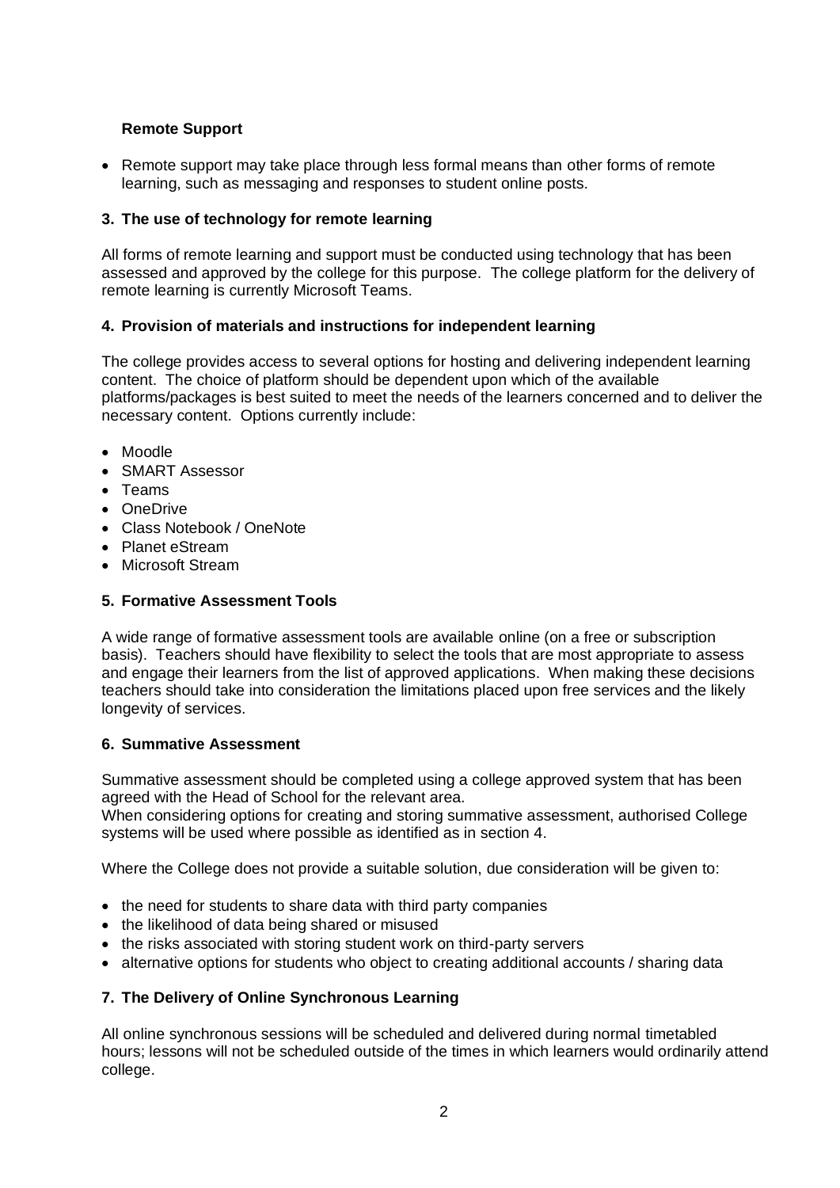**Remote Support**

- Remote support may take place through less formal means than other forms of remote learning, such as messaging and responses to student online posts.

## 3. The use of technology for remote learning

All forms of remote learning and support must be conducted using technology that has been assessed and approved by the college for this purpose. The college platform for the delivery of remote learning is currently Microsoft Teams.

## 4. Provision of materials and instructions for independent learning

The college provides access to several options for hosting and delivering independent learning content. The choice of platform should be dependent upon which of the available platforms/packages is best suited to meet the needs of the learners concerned and to deliver the necessary content. Options currently include:

- Moodle
- SMART Assessor
- Teams
- OneDrive
- Class Notebook / OneNote
- Planet eStream
- Microsoft Stream

## 5. Formative Assessment Tools

A wide range of formative assessment tools are available online (on a free or subscription basis). Teachers should have flexibility to select the tools that are most appropriate to assess and engage their learners from the list of approved applications. When making these decisions teachers should take into consideration the limitations placed upon free services and the likely longevity of services.

## 6. Summative Assessment

Summative assessment should be completed using a college approved system that has been agreed with the Head of School for the relevant area.
When considering options for creating and storing summative assessment, authorised College systems will be used where possible as identified as in section 4.

Where the College does not provide a suitable solution, due consideration will be given to:

- the need for students to share data with third party companies
- the likelihood of data being shared or misused
- the risks associated with storing student work on third-party servers
- alternative options for students who object to creating additional accounts / sharing data

## 7. The Delivery of Online Synchronous Learning

All online synchronous sessions will be scheduled and delivered during normal timetabled hours; lessons will not be scheduled outside of the times in which learners would ordinarily attend college.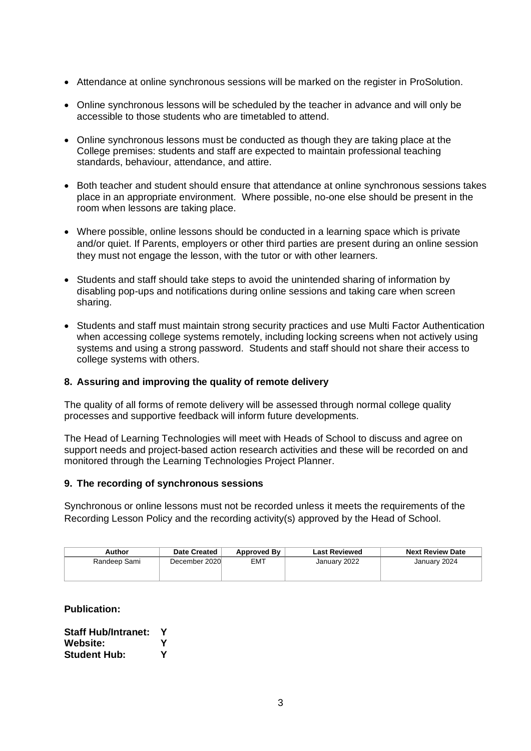- Attendance at online synchronous sessions will be marked on the register in ProSolution.

- Online synchronous lessons will be scheduled by the teacher in advance and will only be accessible to those students who are timetabled to attend.

- Online synchronous lessons must be conducted as though they are taking place at the College premises: students and staff are expected to maintain professional teaching standards, behaviour, attendance, and attire.

- Both teacher and student should ensure that attendance at online synchronous sessions takes place in an appropriate environment. Where possible, no-one else should be present in the room when lessons are taking place.

- Where possible, online lessons should be conducted in a learning space which is private and/or quiet. If Parents, employers or other third parties are present during an online session they must not engage the lesson, with the tutor or with other learners.

- Students and staff should take steps to avoid the unintended sharing of information by disabling pop-ups and notifications during online sessions and taking care when screen sharing.

- Students and staff must maintain strong security practices and use Multi Factor Authentication when accessing college systems remotely, including locking screens when not actively using systems and using a strong password. Students and staff should not share their access to college systems with others.

### 8. Assuring and improving the quality of remote delivery

The quality of all forms of remote delivery will be assessed through normal college quality processes and supportive feedback will inform future developments.

The Head of Learning Technologies will meet with Heads of School to discuss and agree on support needs and project-based action research activities and these will be recorded on and monitored through the Learning Technologies Project Planner.

### 9. The recording of synchronous sessions

Synchronous or online lessons must not be recorded unless it meets the requirements of the Recording Lesson Policy and the recording activity(s) approved by the Head of School.

| Author | Date Created | Approved By | Last Reviewed | Next Review Date |
|---|---|---|---|---|
| Randeep Sami | December 2020 | EMT | January 2022 | January 2024 |

**Publication:**

**Staff Hub/Intranet: Y**
**Website: Y**
**Student Hub: Y**